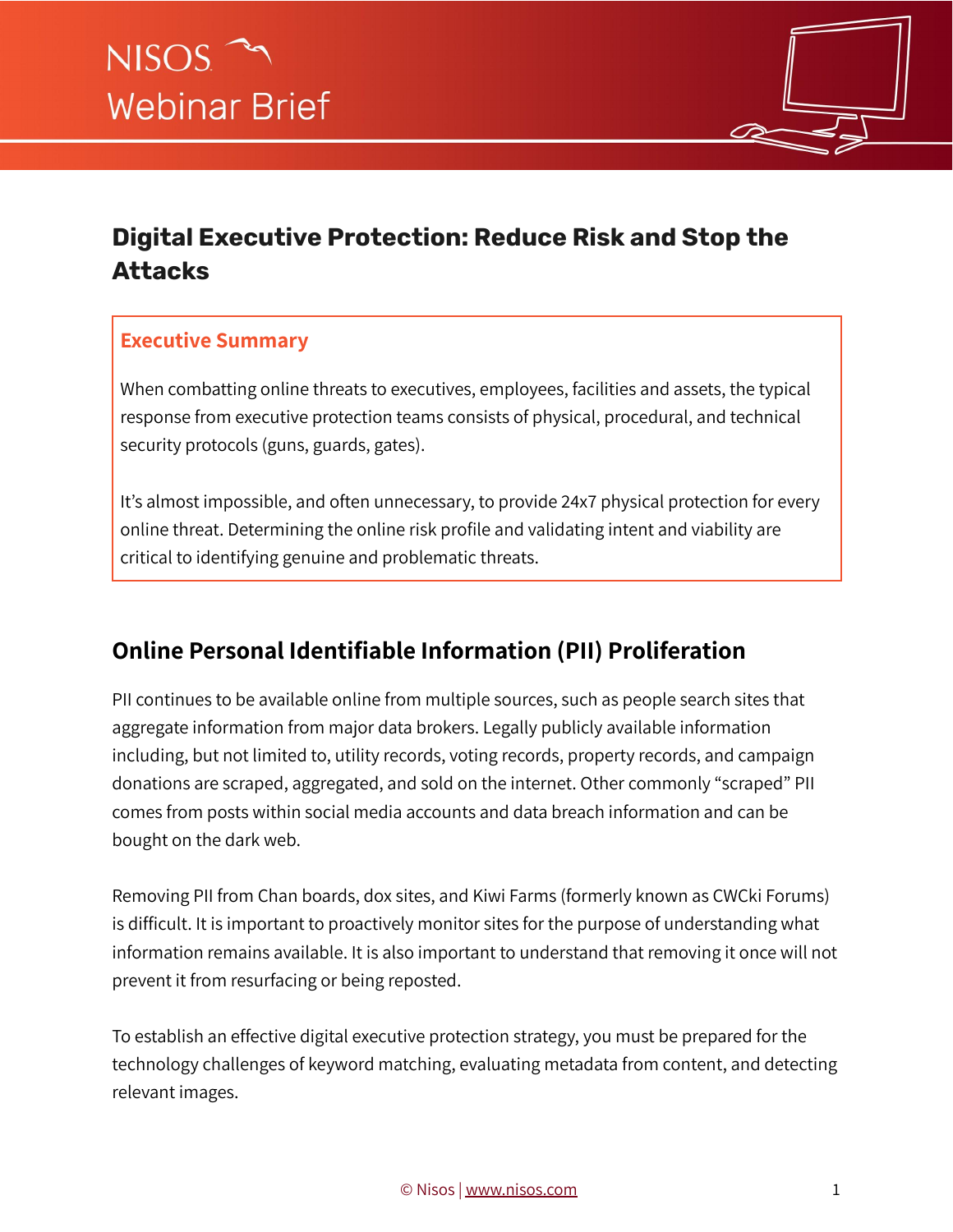NISOS

Webinar Brief

# Digital Executive Protection: Reduce Risk and Stop the Attacks

## Executive Summary

When combatting online threats to executives, employees, facilities and assets, the typical response from executive protection teams consists of physical, procedural, and technical security protocols (guns, guards, gates).

It's almost impossible, and often unnecessary, to provide 24x7 physical protection for every online threat. Determining the online risk profile and validating intent and viability are critical to identifying genuine and problematic threats.

## Online Personal Identifiable Information (PII) Proliferation

PII continues to be available online from multiple sources, such as people search sites that aggregate information from major data brokers. Legally publicly available information including, but not limited to, utility records, voting records, property records, and campaign donations are scraped, aggregated, and sold on the internet. Other commonly "scraped" PII comes from posts within social media accounts and data breach information and can be bought on the dark web.

Removing PII from Chan boards, dox sites, and Kiwi Farms (formerly known as CWCki Forums) is difficult. It is important to proactively monitor sites for the purpose of understanding what information remains available. It is also important to understand that removing it once will not prevent it from resurfacing or being reposted.

To establish an effective digital executive protection strategy, you must be prepared for the technology challenges of keyword matching, evaluating metadata from content, and detecting relevant images.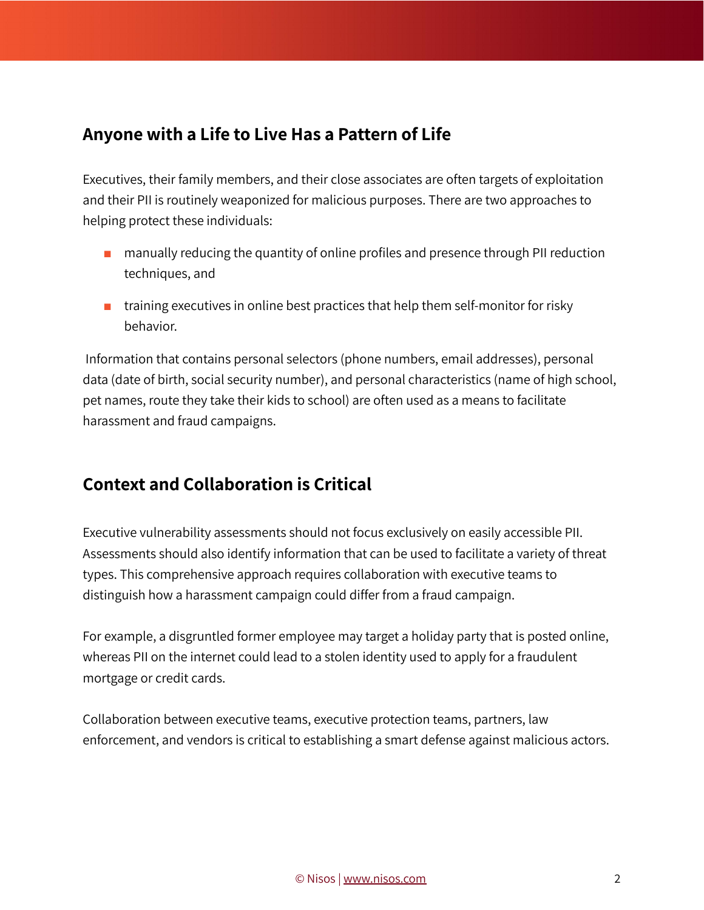## Anyone with a Life to Live Has a Pattern of Life

Executives, their family members, and their close associates are often targets of exploitation and their PII is routinely weaponized for malicious purposes. There are two approaches to helping protect these individuals:

- manually reducing the quantity of online profiles and presence through PII reduction techniques, and
- training executives in online best practices that help them self-monitor for risky behavior.

Information that contains personal selectors (phone numbers, email addresses), personal data (date of birth, social security number), and personal characteristics (name of high school, pet names, route they take their kids to school) are often used as a means to facilitate harassment and fraud campaigns.

## Context and Collaboration is Critical

Executive vulnerability assessments should not focus exclusively on easily accessible PII. Assessments should also identify information that can be used to facilitate a variety of threat types. This comprehensive approach requires collaboration with executive teams to distinguish how a harassment campaign could differ from a fraud campaign.

For example, a disgruntled former employee may target a holiday party that is posted online, whereas PII on the internet could lead to a stolen identity used to apply for a fraudulent mortgage or credit cards.

Collaboration between executive teams, executive protection teams, partners, law enforcement, and vendors is critical to establishing a smart defense against malicious actors.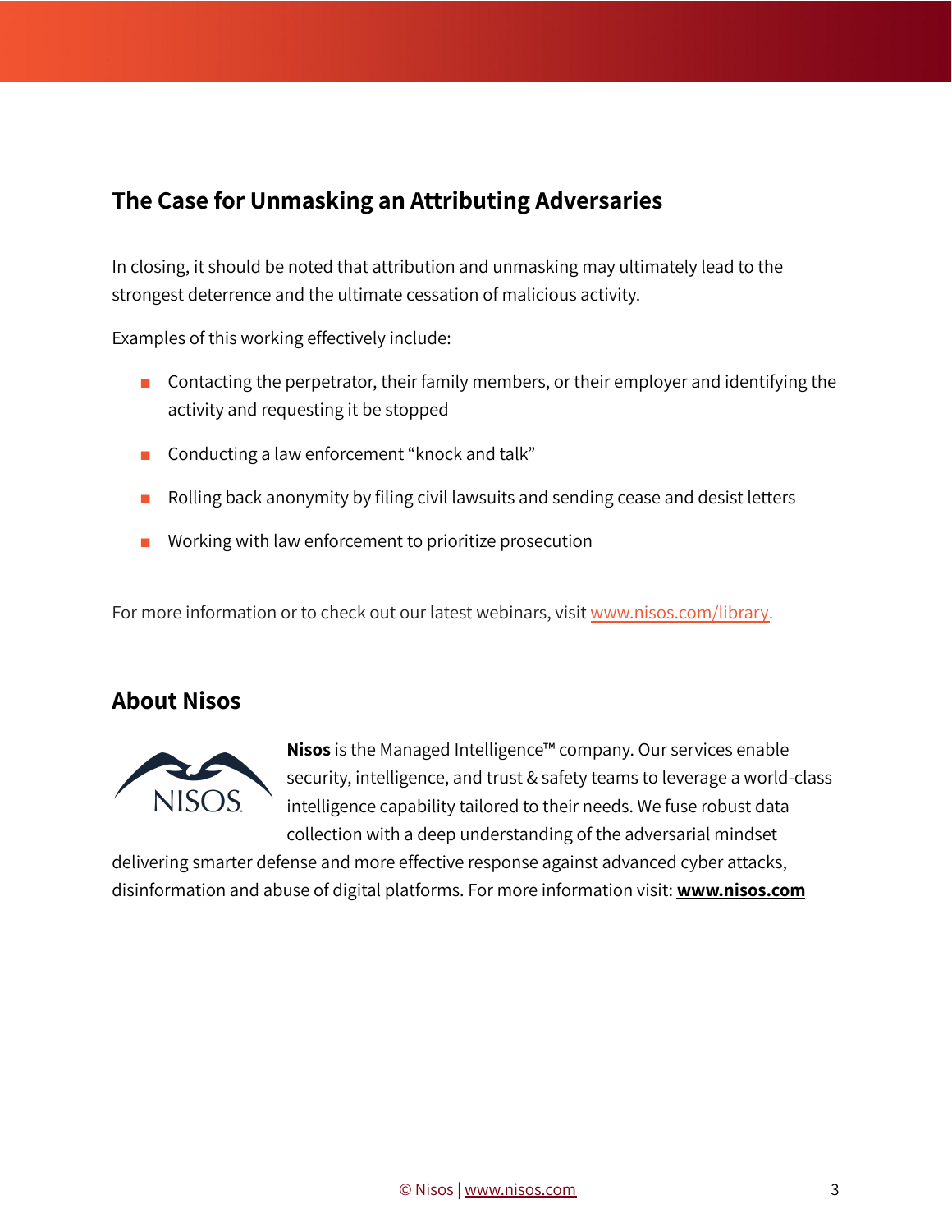## The Case for Unmasking an Attributing Adversaries

In closing, it should be noted that attribution and unmasking may ultimately lead to the strongest deterrence and the ultimate cessation of malicious activity.

Examples of this working effectively include:

- Contacting the perpetrator, their family members, or their employer and identifying the activity and requesting it be stopped
- Conducting a law enforcement "knock and talk"
- Rolling back anonymity by filing civil lawsuits and sending cease and desist letters
- Working with law enforcement to prioritize prosecution

For more information or to check out our latest webinars, visit www.nisos.com/library.

## About Nisos

**Nisos** is the Managed Intelligence™ company. Our services enable security, intelligence, and trust & safety teams to leverage a world-class intelligence capability tailored to their needs. We fuse robust data collection with a deep understanding of the adversarial mindset delivering smarter defense and more effective response against advanced cyber attacks, disinformation and abuse of digital platforms. For more information visit: **www.nisos.com**